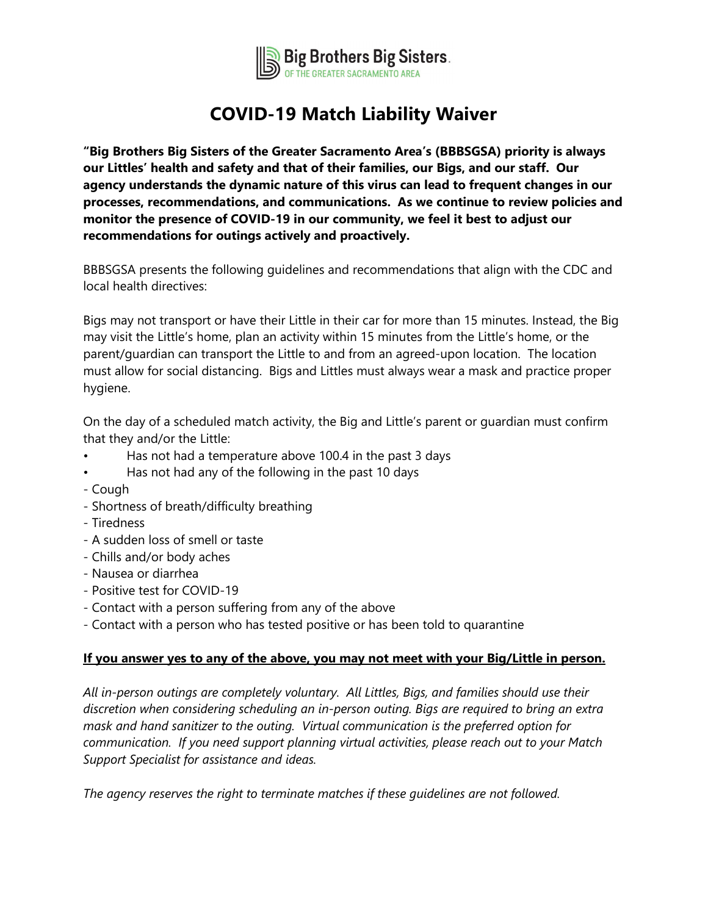Big Brothers Big Sisters.
OF THE GREATER SACRAMENTO AREA

# COVID-19 Match Liability Waiver

**"Big Brothers Big Sisters of the Greater Sacramento Area's (BBBSGSA) priority is always our Littles' health and safety and that of their families, our Bigs, and our staff. Our agency understands the dynamic nature of this virus can lead to frequent changes in our processes, recommendations, and communications. As we continue to review policies and monitor the presence of COVID-19 in our community, we feel it best to adjust our recommendations for outings actively and proactively.**

BBBSGSA presents the following guidelines and recommendations that align with the CDC and local health directives:

Bigs may not transport or have their Little in their car for more than 15 minutes. Instead, the Big may visit the Little's home, plan an activity within 15 minutes from the Little's home, or the parent/guardian can transport the Little to and from an agreed-upon location. The location must allow for social distancing. Bigs and Littles must always wear a mask and practice proper hygiene.

On the day of a scheduled match activity, the Big and Little's parent or guardian must confirm that they and/or the Little:

- Has not had a temperature above 100.4 in the past 3 days
- Has not had any of the following in the past 10 days

- Cough
- Shortness of breath/difficulty breathing
- Tiredness
- A sudden loss of smell or taste
- Chills and/or body aches
- Nausea or diarrhea
- Positive test for COVID-19
- Contact with a person suffering from any of the above
- Contact with a person who has tested positive or has been told to quarantine

**<u>If you answer yes to any of the above, you may not meet with your Big/Little in person.</u>**

*All in-person outings are completely voluntary. All Littles, Bigs, and families should use their discretion when considering scheduling an in-person outing. Bigs are required to bring an extra mask and hand sanitizer to the outing. Virtual communication is the preferred option for communication. If you need support planning virtual activities, please reach out to your Match Support Specialist for assistance and ideas.*

*The agency reserves the right to terminate matches if these guidelines are not followed.*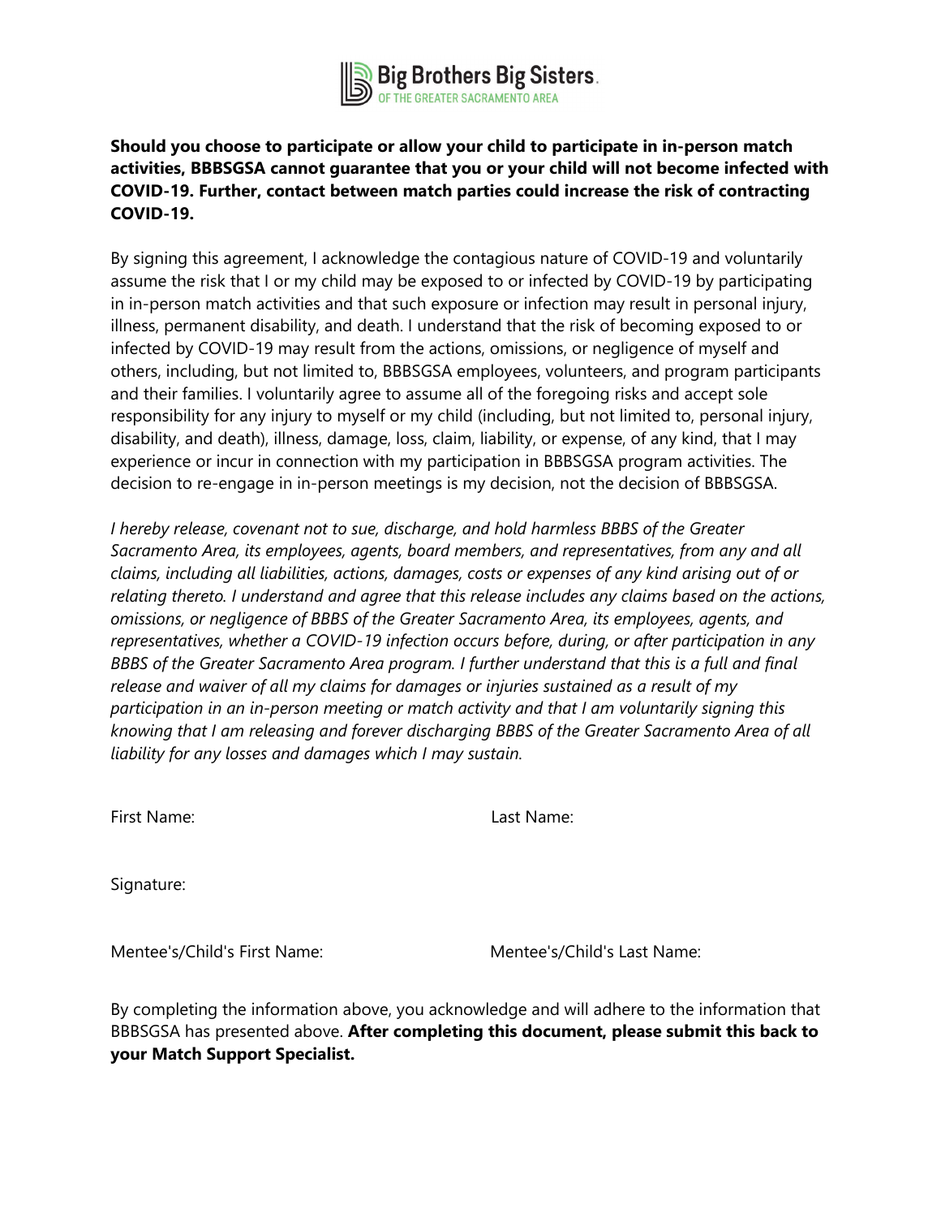Big Brothers Big Sisters.
OF THE GREATER SACRAMENTO AREA

**Should you choose to participate or allow your child to participate in in-person match activities, BBBSGSA cannot guarantee that you or your child will not become infected with COVID-19. Further, contact between match parties could increase the risk of contracting COVID-19.**

By signing this agreement, I acknowledge the contagious nature of COVID-19 and voluntarily assume the risk that I or my child may be exposed to or infected by COVID-19 by participating in in-person match activities and that such exposure or infection may result in personal injury, illness, permanent disability, and death. I understand that the risk of becoming exposed to or infected by COVID-19 may result from the actions, omissions, or negligence of myself and others, including, but not limited to, BBBSGSA employees, volunteers, and program participants and their families. I voluntarily agree to assume all of the foregoing risks and accept sole responsibility for any injury to myself or my child (including, but not limited to, personal injury, disability, and death), illness, damage, loss, claim, liability, or expense, of any kind, that I may experience or incur in connection with my participation in BBBSGSA program activities. The decision to re-engage in in-person meetings is my decision, not the decision of BBBSGSA.

*I hereby release, covenant not to sue, discharge, and hold harmless BBBS of the Greater Sacramento Area, its employees, agents, board members, and representatives, from any and all claims, including all liabilities, actions, damages, costs or expenses of any kind arising out of or relating thereto. I understand and agree that this release includes any claims based on the actions, omissions, or negligence of BBBS of the Greater Sacramento Area, its employees, agents, and representatives, whether a COVID-19 infection occurs before, during, or after participation in any BBBS of the Greater Sacramento Area program. I further understand that this is a full and final release and waiver of all my claims for damages or injuries sustained as a result of my participation in an in-person meeting or match activity and that I am voluntarily signing this knowing that I am releasing and forever discharging BBBS of the Greater Sacramento Area of all liability for any losses and damages which I may sustain.*

First Name:

Last Name:

Signature:

Mentee's/Child's First Name:

Mentee's/Child's Last Name:

By completing the information above, you acknowledge and will adhere to the information that BBBSGSA has presented above. **After completing this document, please submit this back to your Match Support Specialist.**